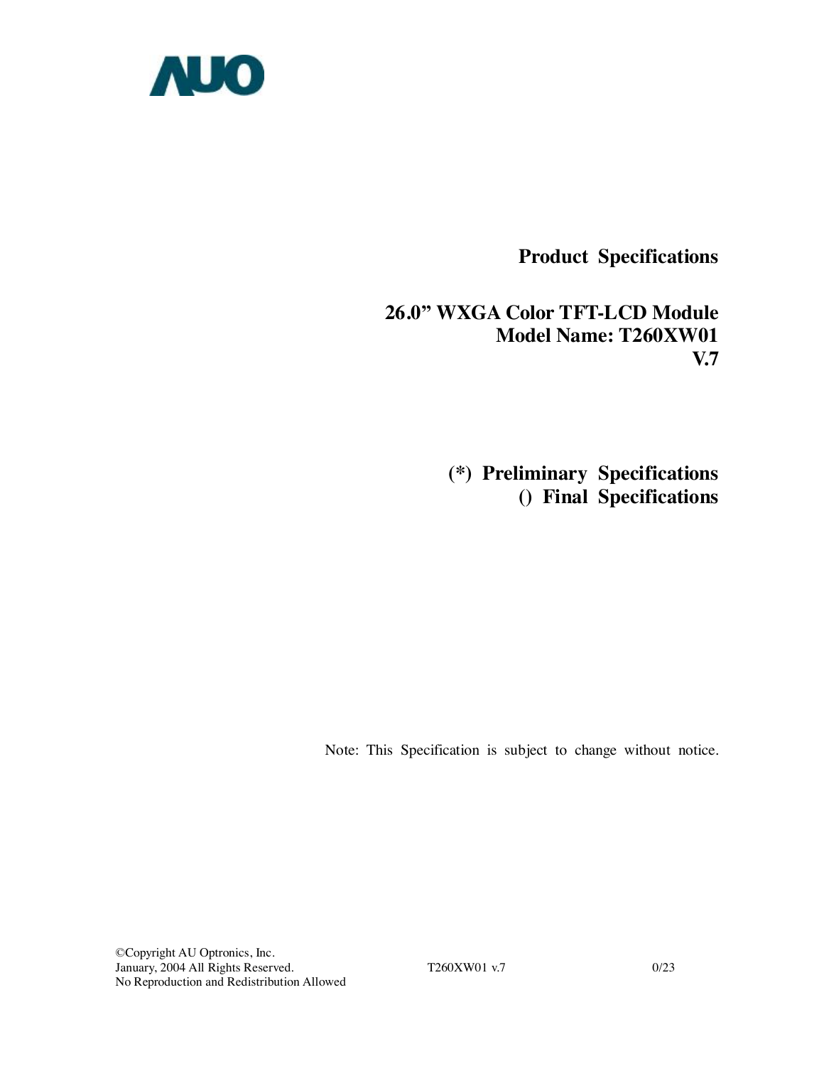AUO

# Product Specifications

## 26.0” WXGA Color TFT-LCD Module
## Model Name: T260XW01
## V.7

**(*) Preliminary Specifications**
**() Final Specifications**

Note: This Specification is subject to change without notice.

©Copyright AU Optronics, Inc.
January, 2004 All Rights Reserved.
No Reproduction and Redistribution Allowed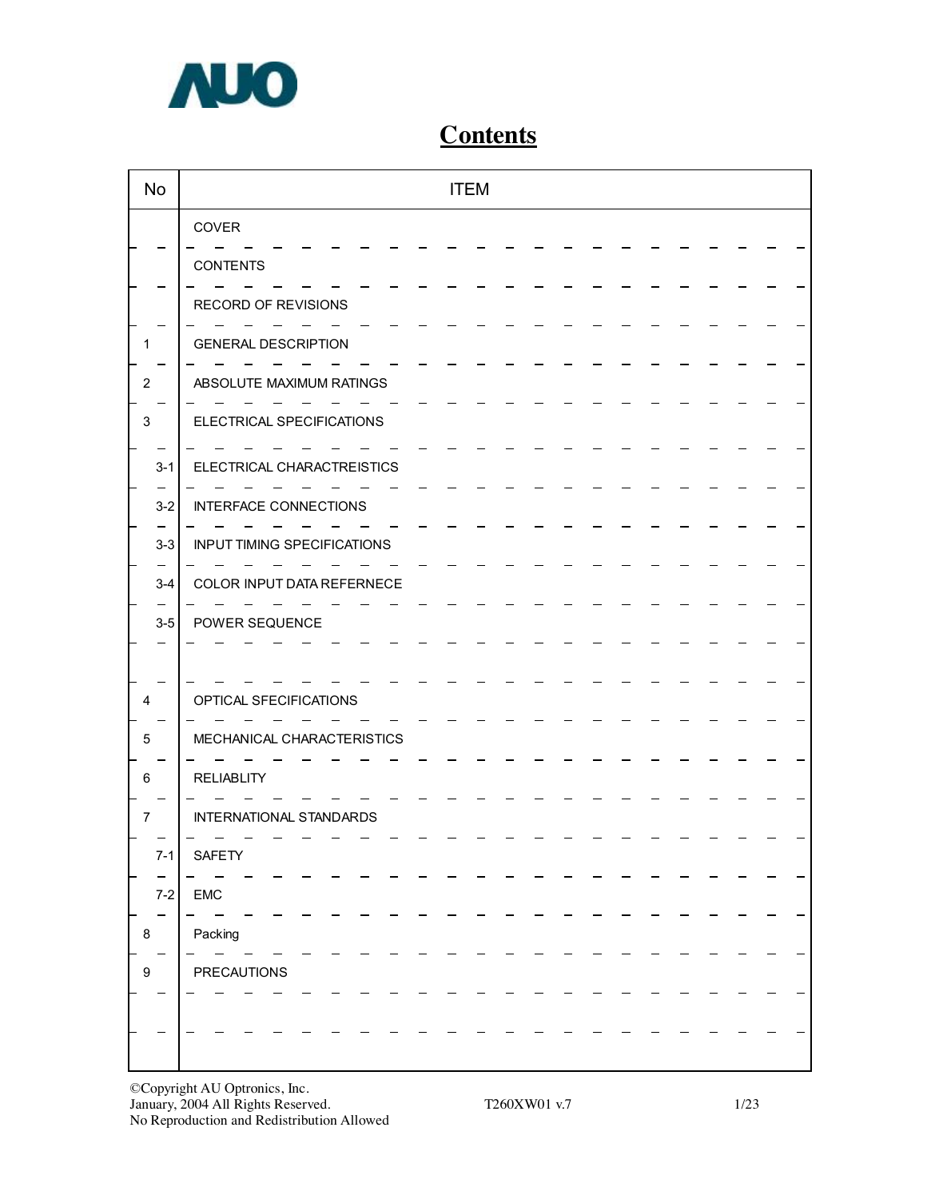# Contents

| No | ITEM |
|---|---|
| | COVER |
| | CONTENTS |
| | RECORD OF REVISIONS |
| 1 | GENERAL DESCRIPTION |
| 2 | ABSOLUTE MAXIMUM RATINGS |
| 3 | ELECTRICAL SPECIFICATIONS |
| 3-1 | ELECTRICAL CHARACTREISTICS |
| 3-2 | INTERFACE CONNECTIONS |
| 3-3 | INPUT TIMING SPECIFICATIONS |
| 3-4 | COLOR INPUT DATA REFERNECE |
| 3-5 | POWER SEQUENCE |
| | |
| 4 | OPTICAL SFECIFICATIONS |
| 5 | MECHANICAL CHARACTERISTICS |
| 6 | RELIABLITY |
| 7 | INTERNATIONAL STANDARDS |
| 7-1 | SAFETY |
| 7-2 | EMC |
| 8 | Packing |
| 9 | PRECAUTIONS |
| | |
| | |

©Copyright AU Optronics, Inc.
January, 2004 All Rights Reserved.
No Reproduction and Redistribution Allowed

T260XW01 v.7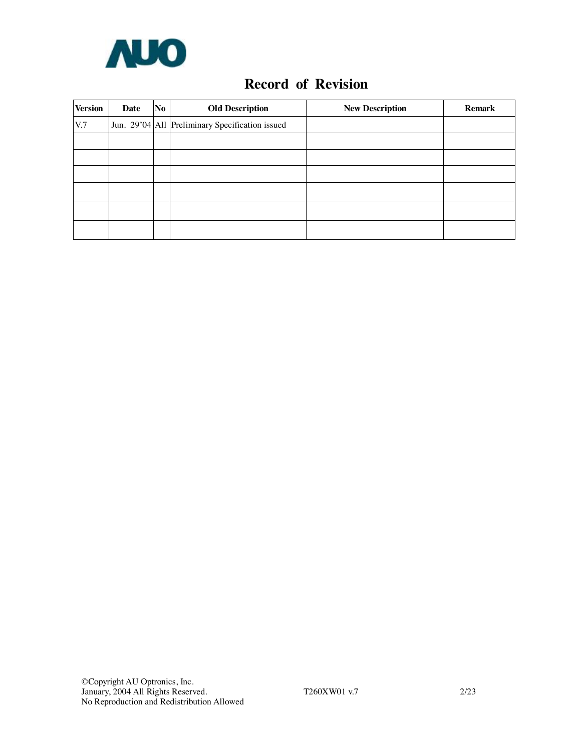# Record of Revision

| Version | Date | No | Old Description | New Description | Remark |
|---|---|---|---|---|---|
| V.7 | Jun. 29'04 | All | Preliminary Specification issued | | |
| | | | | | |
| | | | | | |
| | | | | | |
| | | | | | |
| | | | | | |
| | | | | | |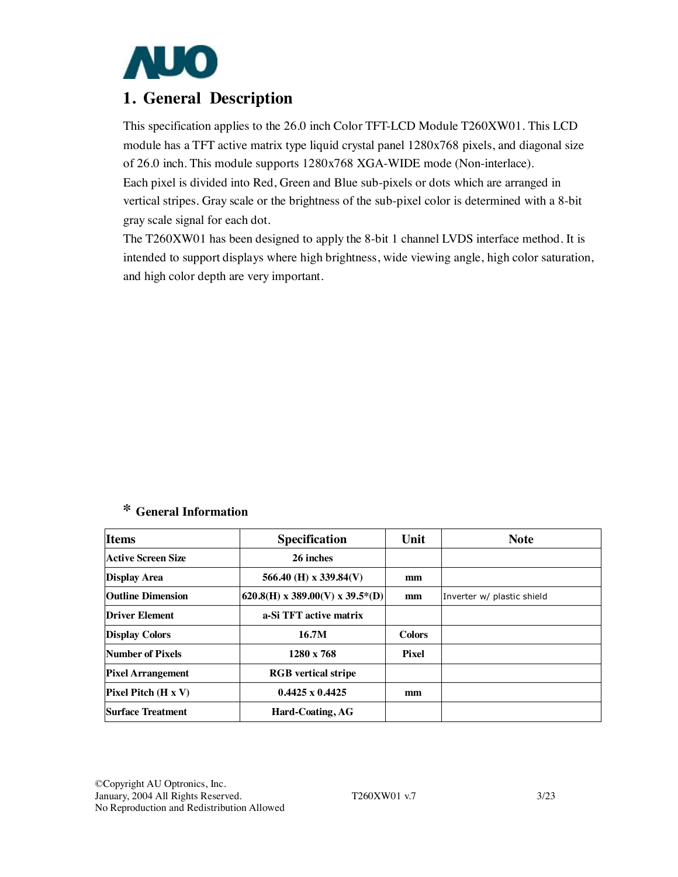# 1. General Description

This specification applies to the 26.0 inch Color TFT-LCD Module T260XW01. This LCD module has a TFT active matrix type liquid crystal panel 1280x768 pixels, and diagonal size of 26.0 inch. This module supports 1280x768 XGA-WIDE mode (Non-interlace).

Each pixel is divided into Red, Green and Blue sub-pixels or dots which are arranged in vertical stripes. Gray scale or the brightness of the sub-pixel color is determined with a 8-bit gray scale signal for each dot.

The T260XW01 has been designed to apply the 8-bit 1 channel LVDS interface method. It is intended to support displays where high brightness, wide viewing angle, high color saturation, and high color depth are very important.

## * General Information

| Items | Specification | Unit | Note |
|---|---|---|---|
| **Active Screen Size** | **26 inches** | | |
| **Display Area** | **566.40 (H) x 339.84(V)** | **mm** | |
| **Outline Dimension** | **620.8(H) x 389.00(V) x 39.5*(D)** | **mm** | Inverter w/ plastic shield |
| **Driver Element** | **a-Si TFT active matrix** | | |
| **Display Colors** | **16.7M** | **Colors** | |
| **Number of Pixels** | **1280 x 768** | **Pixel** | |
| **Pixel Arrangement** | **RGB vertical stripe** | | |
| **Pixel Pitch (H x V)** | **0.4425 x 0.4425** | **mm** | |
| **Surface Treatment** | **Hard-Coating, AG** | | |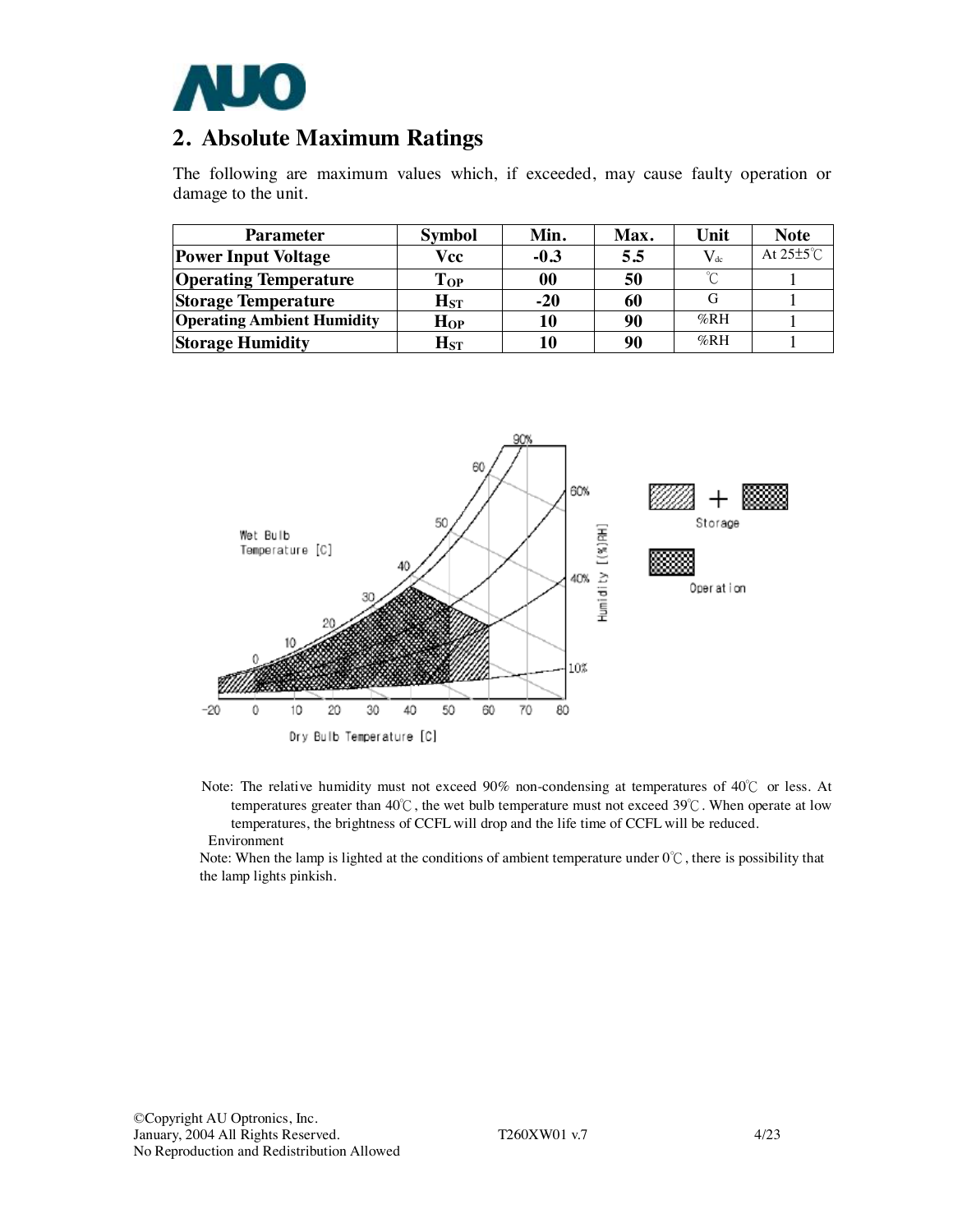## 2. Absolute Maximum Ratings

The following are maximum values which, if exceeded, may cause faulty operation or damage to the unit.

| Parameter | Symbol | Min. | Max. | Unit | Note |
|---|---|---|---|---|---|
| Power Input Voltage | Vcc | -0.3 | 5.5 | $V_{dc}$ | At 25±5℃ |
| Operating Temperature | $T_{OP}$ | 00 | 50 | ℃ | 1 |
| Storage Temperature | $H_{ST}$ | -20 | 60 | G | 1 |
| Operating Ambient Humidity | $H_{OP}$ | 10 | 90 | %RH | 1 |
| Storage Humidity | $H_{ST}$ | 10 | 90 | %RH | 1 |

Note: The relative humidity must not exceed 90% non-condensing at temperatures of 40℃ or less. At temperatures greater than 40℃, the wet bulb temperature must not exceed 39℃. When operate at low temperatures, the brightness of CCFL will drop and the life time of CCFL will be reduced.

Environment

Note: When the lamp is lighted at the conditions of ambient temperature under 0℃, there is possibility that the lamp lights pinkish.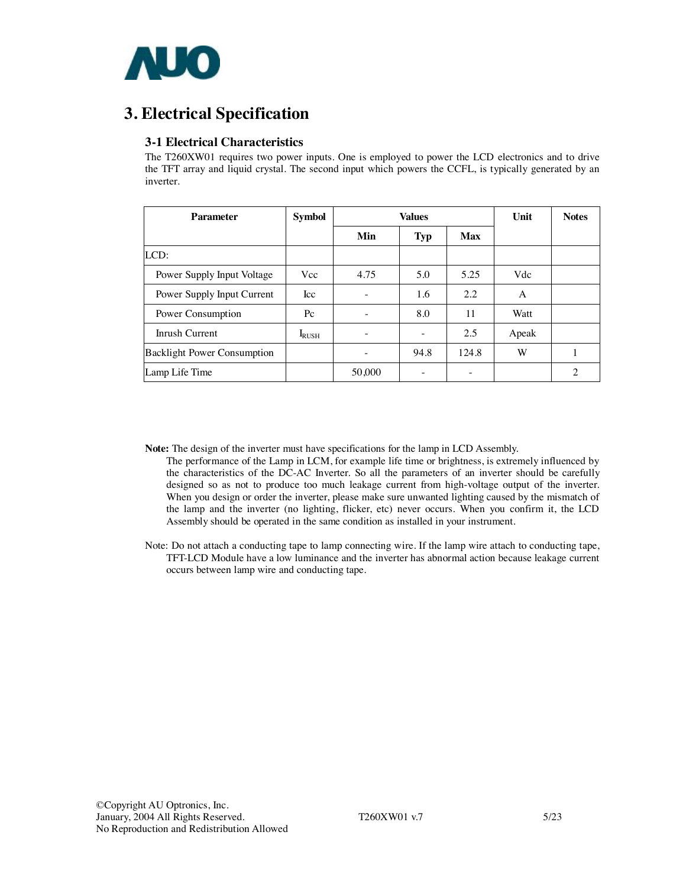# 3. Electrical Specification

## 3-1 Electrical Characteristics

The T260XW01 requires two power inputs. One is employed to power the LCD electronics and to drive the TFT array and liquid crystal. The second input which powers the CCFL, is typically generated by an inverter.

| Parameter | Symbol | Values | | | Unit | Notes |
|---|---|---|---|---|---|---|
| | | Min | Typ | Max | | |
| LCD: | | | | | | |
| Power Supply Input Voltage | Vcc | 4.75 | 5.0 | 5.25 | Vdc | |
| Power Supply Input Current | Icc | - | 1.6 | 2.2 | A | |
| Power Consumption | Pc | - | 8.0 | 11 | Watt | |
| Inrush Current | $I_{RUSH}$ | - | - | 2.5 | Apeak | |
| Backlight Power Consumption | | - | 94.8 | 124.8 | W | 1 |
| Lamp Life Time | | 50,000 | - | - | | 2 |

**Note:** The design of the inverter must have specifications for the lamp in LCD Assembly.
The performance of the Lamp in LCM, for example life time or brightness, is extremely influenced by the characteristics of the DC-AC Inverter. So all the parameters of an inverter should be carefully designed so as not to produce too much leakage current from high-voltage output of the inverter. When you design or order the inverter, please make sure unwanted lighting caused by the mismatch of the lamp and the inverter (no lighting, flicker, etc) never occurs. When you confirm it, the LCD Assembly should be operated in the same condition as installed in your instrument.

Note: Do not attach a conducting tape to lamp connecting wire. If the lamp wire attach to conducting tape, TFT-LCD Module have a low luminance and the inverter has abnormal action because leakage current occurs between lamp wire and conducting tape.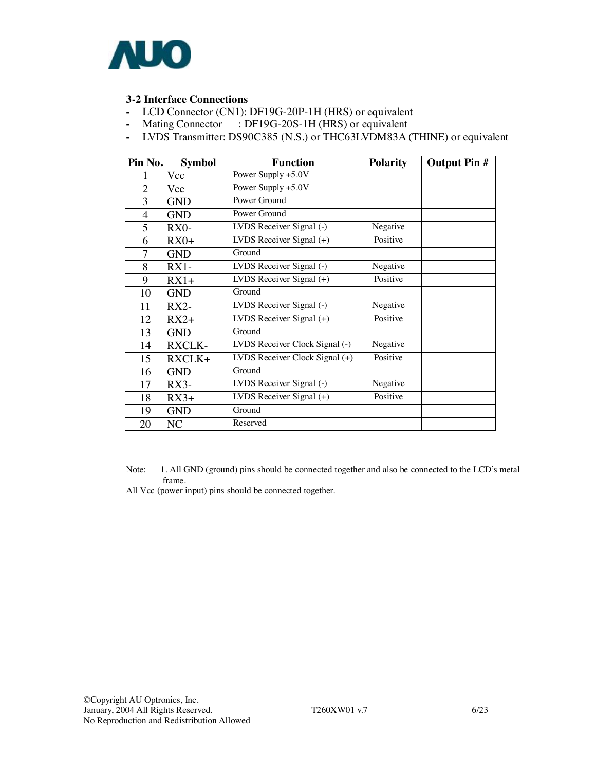### 3-2 Interface Connections

- LCD Connector (CN1): DF19G-20P-1H (HRS) or equivalent
- Mating Connector : DF19G-20S-1H (HRS) or equivalent
- LVDS Transmitter: DS90C385 (N.S.) or THC63LVDM83A (THINE) or equivalent

| Pin No. | Symbol | Function | Polarity | Output Pin # |
|---|---|---|---|---|
| 1 | Vcc | Power Supply +5.0V | | |
| 2 | Vcc | Power Supply +5.0V | | |
| 3 | GND | Power Ground | | |
| 4 | GND | Power Ground | | |
| 5 | RX0- | LVDS Receiver Signal (-) | Negative | |
| 6 | RX0+ | LVDS Receiver Signal (+) | Positive | |
| 7 | GND | Ground | | |
| 8 | RX1- | LVDS Receiver Signal (-) | Negative | |
| 9 | RX1+ | LVDS Receiver Signal (+) | Positive | |
| 10 | GND | Ground | | |
| 11 | RX2- | LVDS Receiver Signal (-) | Negative | |
| 12 | RX2+ | LVDS Receiver Signal (+) | Positive | |
| 13 | GND | Ground | | |
| 14 | RXCLK- | LVDS Receiver Clock Signal (-) | Negative | |
| 15 | RXCLK+ | LVDS Receiver Clock Signal (+) | Positive | |
| 16 | GND | Ground | | |
| 17 | RX3- | LVDS Receiver Signal (-) | Negative | |
| 18 | RX3+ | LVDS Receiver Signal (+) | Positive | |
| 19 | GND | Ground | | |
| 20 | NC | Reserved | | |

Note: 1. All GND (ground) pins should be connected together and also be connected to the LCD's metal frame.

All Vcc (power input) pins should be connected together.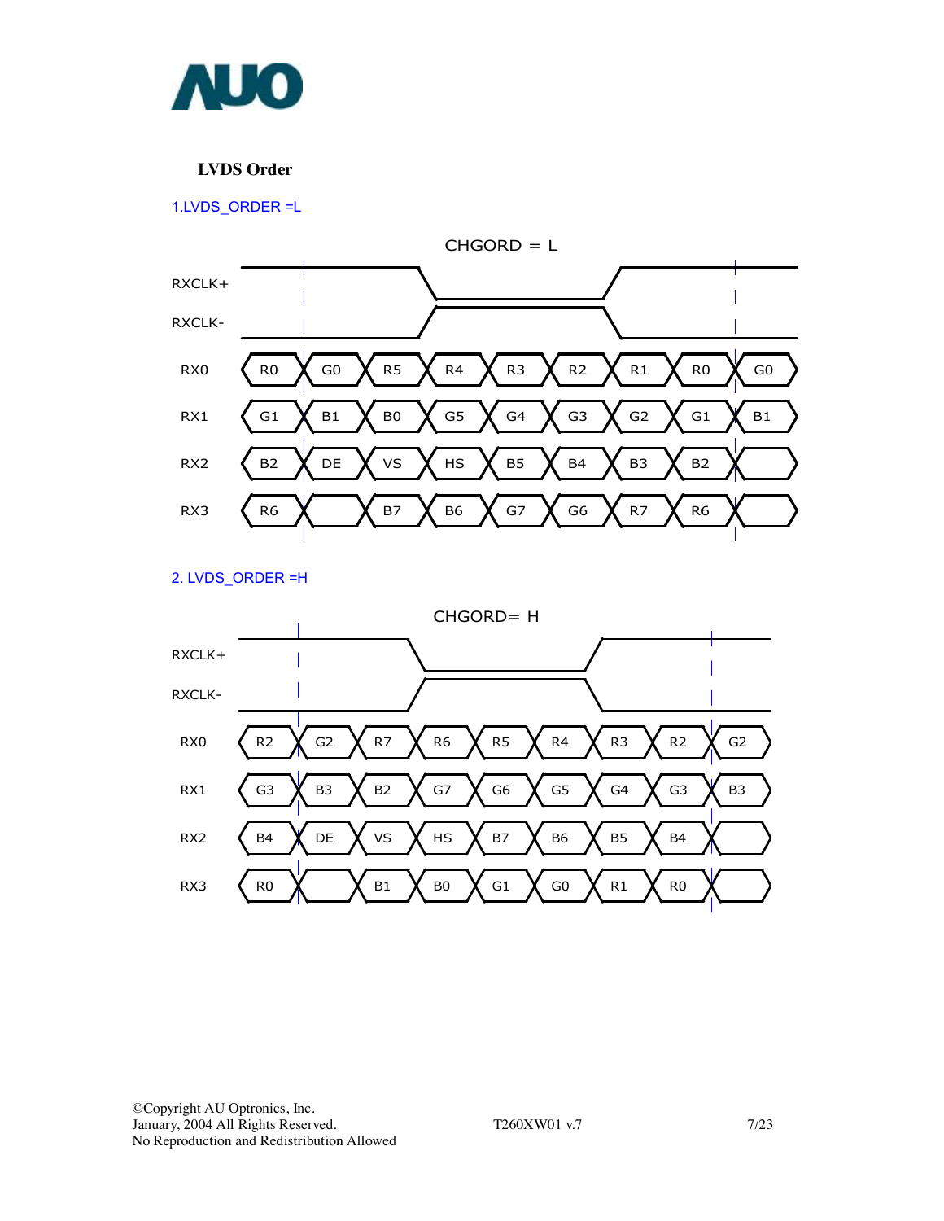**LVDS Order**

1.LVDS_ORDER =L

CHGORD = L

| Signal | | | | | | | | | |
|---|---|---|---|---|---|---|---|---|---|
| RX0 | R0 | G0 | R5 | R4 | R3 | R2 | R1 | R0 | G0 |
| RX1 | G1 | B1 | B0 | G5 | G4 | G3 | G2 | G1 | B1 |
| RX2 | B2 | DE | VS | HS | B5 | B4 | B3 | B2 | |
| RX3 | R6 | | B7 | B6 | G7 | G6 | R7 | R6 | |

RXCLK+

RXCLK-

2. LVDS_ORDER =H

CHGORD= H

| Signal | | | | | | | | | |
|---|---|---|---|---|---|---|---|---|---|
| RX0 | R2 | G2 | R7 | R6 | R5 | R4 | R3 | R2 | G2 |
| RX1 | G3 | B3 | B2 | G7 | G6 | G5 | G4 | G3 | B3 |
| RX2 | B4 | DE | VS | HS | B7 | B6 | B5 | B4 | |
| RX3 | R0 | | B1 | B0 | G1 | G0 | R1 | R0 | |

RXCLK+

RXCLK-

©Copyright AU Optronics, Inc.
January, 2004 All Rights Reserved.
No Reproduction and Redistribution Allowed

T260XW01 v.7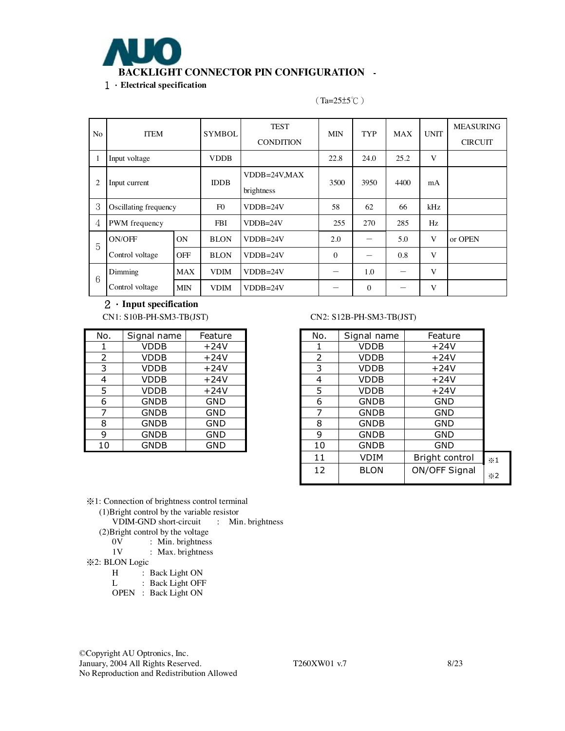## BACKLIGHT CONNECTOR PIN CONFIGURATION

### 1 ・Electrical specification

(Ta=25±5℃)

| No | ITEM | | SYMBOL | TEST CONDITION | MIN | TYP | MAX | UNIT | MEASURING CIRCUIT |
|---|---|---|---|---|---|---|---|---|---|
| 1 | Input voltage | | VDDB | | 22.8 | 24.0 | 25.2 | V | |
| 2 | Input current | | IDDB | VDDB=24V,MAX brightness | 3500 | 3950 | 4400 | mA | |
| 3 | Oscillating frequency | | F0 | VDDB=24V | 58 | 62 | 66 | kHz | |
| 4 | PWM frequency | | FBI | VDDB=24V | 255 | 270 | 285 | Hz | |
| 5 | ON/OFF Control voltage | ON | BLON | VDDB=24V | 2.0 | — | 5.0 | V | or OPEN |
| | | OFF | BLON | VDDB=24V | 0 | — | 0.8 | V | |
| 6 | Dimming Control voltage | MAX | VDIM | VDDB=24V | — | 1.0 | — | V | |
| | | MIN | VDIM | VDDB=24V | — | 0 | — | V | |

### 2 ・Input specification

CN1: S10B-PH-SM3-TB(JST)

| No. | Signal name | Feature |
|---|---|---|
| 1 | VDDB | +24V |
| 2 | VDDB | +24V |
| 3 | VDDB | +24V |
| 4 | VDDB | +24V |
| 5 | VDDB | +24V |
| 6 | GNDB | GND |
| 7 | GNDB | GND |
| 8 | GNDB | GND |
| 9 | GNDB | GND |
| 10 | GNDB | GND |

CN2: S12B-PH-SM3-TB(JST)

| No. | Signal name | Feature | |
|---|---|---|---|
| 1 | VDDB | +24V | |
| 2 | VDDB | +24V | |
| 3 | VDDB | +24V | |
| 4 | VDDB | +24V | |
| 5 | VDDB | +24V | |
| 6 | GNDB | GND | |
| 7 | GNDB | GND | |
| 8 | GNDB | GND | |
| 9 | GNDB | GND | |
| 10 | GNDB | GND | |
| 11 | VDIM | Bright control | ※1 |
| 12 | BLON | ON/OFF Signal | ※2 |

※1: Connection of brightness control terminal

(1)Bright control by the variable resistor

VDIM-GND short-circuit : Min. brightness

(2)Bright control by the voltage

0V : Min. brightness

1V : Max. brightness

※2: BLON Logic

H : Back Light ON

L : Back Light OFF

OPEN : Back Light ON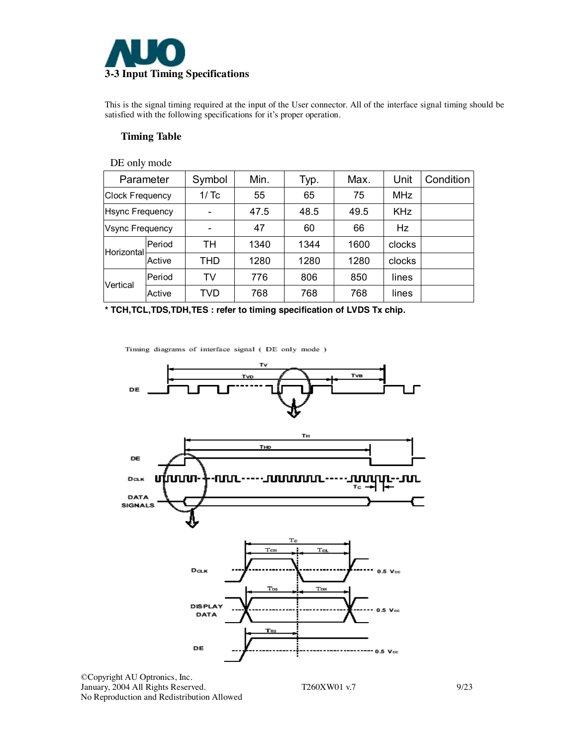## 3-3 Input Timing Specifications

This is the signal timing required at the input of the User connector. All of the interface signal timing should be satisfied with the following specifications for it's proper operation.

### Timing Table

DE only mode

| Parameter | | Symbol | Min. | Typ. | Max. | Unit | Condition |
|---|---|---|---|---|---|---|---|
| Clock Frequency | | 1/ Tc | 55 | 65 | 75 | MHz | |
| Hsync Frequency | | - | 47.5 | 48.5 | 49.5 | KHz | |
| Vsync Frequency | | - | 47 | 60 | 66 | Hz | |
| Horizontal | Period | TH | 1340 | 1344 | 1600 | clocks | |
| | Active | THD | 1280 | 1280 | 1280 | clocks | |
| Vertical | Period | TV | 776 | 806 | 850 | lines | |
| | Active | TVD | 768 | 768 | 768 | lines | |

**\* TCH,TCL,TDS,TDH,TES : refer to timing specification of LVDS Tx chip.**

Timing diagrams of interface signal ( DE only mode )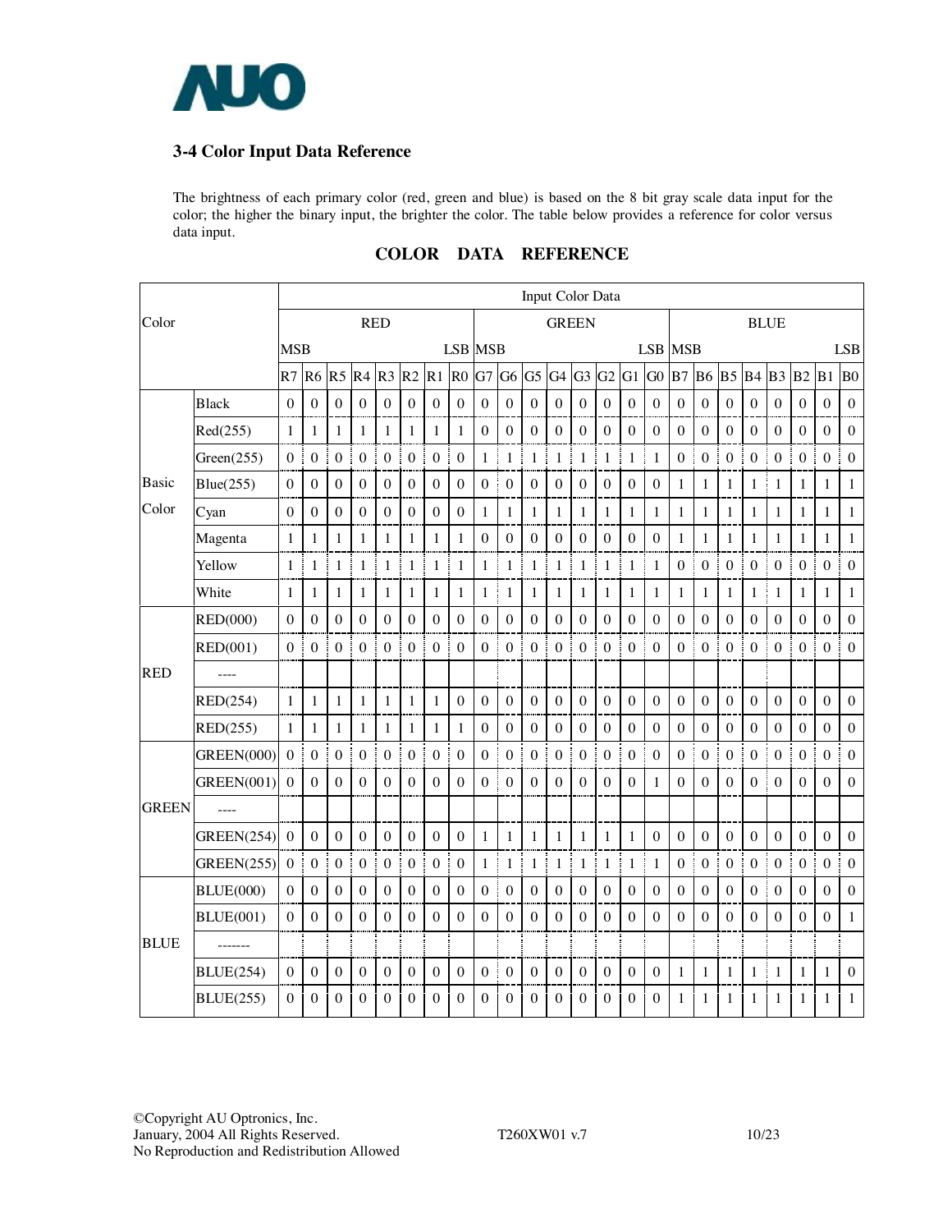## 3-4 Color Input Data Reference

The brightness of each primary color (red, green and blue) is based on the 8 bit gray scale data input for the color; the higher the binary input, the brighter the color. The table below provides a reference for color versus data input.

**COLOR DATA REFERENCE**

| Color | | Input Color Data | | | | | | | | | | | | | | | | | | | | | | | |
|---|---|---|---|---|---|---|---|---|---|---|---|---|---|---|---|---|---|---|---|---|---|---|---|---|---|
| | | RED | | | | | | | | GREEN | | | | | | | | BLUE | | | | | | | |
| | | MSB | | | | | | | LSB | MSB | | | | | | | LSB | MSB | | | | | | | LSB |
| | | R7 | R6 | R5 | R4 | R3 | R2 | R1 | R0 | G7 | G6 | G5 | G4 | G3 | G2 | G1 | G0 | B7 | B6 | B5 | B4 | B3 | B2 | B1 | B0 |
| Basic Color | Black | 0 | 0 | 0 | 0 | 0 | 0 | 0 | 0 | 0 | 0 | 0 | 0 | 0 | 0 | 0 | 0 | 0 | 0 | 0 | 0 | 0 | 0 | 0 | 0 |
| | Red(255) | 1 | 1 | 1 | 1 | 1 | 1 | 1 | 1 | 0 | 0 | 0 | 0 | 0 | 0 | 0 | 0 | 0 | 0 | 0 | 0 | 0 | 0 | 0 | 0 |
| | Green(255) | 0 | 0 | 0 | 0 | 0 | 0 | 0 | 0 | 1 | 1 | 1 | 1 | 1 | 1 | 1 | 1 | 0 | 0 | 0 | 0 | 0 | 0 | 0 | 0 |
| | Blue(255) | 0 | 0 | 0 | 0 | 0 | 0 | 0 | 0 | 0 | 0 | 0 | 0 | 0 | 0 | 0 | 0 | 1 | 1 | 1 | 1 | 1 | 1 | 1 | 1 |
| | Cyan | 0 | 0 | 0 | 0 | 0 | 0 | 0 | 0 | 1 | 1 | 1 | 1 | 1 | 1 | 1 | 1 | 1 | 1 | 1 | 1 | 1 | 1 | 1 | 1 |
| | Magenta | 1 | 1 | 1 | 1 | 1 | 1 | 1 | 1 | 0 | 0 | 0 | 0 | 0 | 0 | 0 | 0 | 1 | 1 | 1 | 1 | 1 | 1 | 1 | 1 |
| | Yellow | 1 | 1 | 1 | 1 | 1 | 1 | 1 | 1 | 1 | 1 | 1 | 1 | 1 | 1 | 1 | 1 | 0 | 0 | 0 | 0 | 0 | 0 | 0 | 0 |
| | White | 1 | 1 | 1 | 1 | 1 | 1 | 1 | 1 | 1 | 1 | 1 | 1 | 1 | 1 | 1 | 1 | 1 | 1 | 1 | 1 | 1 | 1 | 1 | 1 |
| RED | RED(000) | 0 | 0 | 0 | 0 | 0 | 0 | 0 | 0 | 0 | 0 | 0 | 0 | 0 | 0 | 0 | 0 | 0 | 0 | 0 | 0 | 0 | 0 | 0 | 0 |
| | RED(001) | 0 | 0 | 0 | 0 | 0 | 0 | 0 | 0 | 0 | 0 | 0 | 0 | 0 | 0 | 0 | 0 | 0 | 0 | 0 | 0 | 0 | 0 | 0 | 0 |
| | ---- | | | | | | | | | | | | | | | | | | | | | | | | |
| | RED(254) | 1 | 1 | 1 | 1 | 1 | 1 | 1 | 0 | 0 | 0 | 0 | 0 | 0 | 0 | 0 | 0 | 0 | 0 | 0 | 0 | 0 | 0 | 0 | 0 |
| | RED(255) | 1 | 1 | 1 | 1 | 1 | 1 | 1 | 1 | 0 | 0 | 0 | 0 | 0 | 0 | 0 | 0 | 0 | 0 | 0 | 0 | 0 | 0 | 0 | 0 |
| GREEN | GREEN(000) | 0 | 0 | 0 | 0 | 0 | 0 | 0 | 0 | 0 | 0 | 0 | 0 | 0 | 0 | 0 | 0 | 0 | 0 | 0 | 0 | 0 | 0 | 0 | 0 |
| | GREEN(001) | 0 | 0 | 0 | 0 | 0 | 0 | 0 | 0 | 0 | 0 | 0 | 0 | 0 | 0 | 0 | 1 | 0 | 0 | 0 | 0 | 0 | 0 | 0 | 0 |
| | ---- | | | | | | | | | | | | | | | | | | | | | | | | |
| | GREEN(254) | 0 | 0 | 0 | 0 | 0 | 0 | 0 | 0 | 1 | 1 | 1 | 1 | 1 | 1 | 1 | 0 | 0 | 0 | 0 | 0 | 0 | 0 | 0 | 0 |
| | GREEN(255) | 0 | 0 | 0 | 0 | 0 | 0 | 0 | 0 | 1 | 1 | 1 | 1 | 1 | 1 | 1 | 1 | 0 | 0 | 0 | 0 | 0 | 0 | 0 | 0 |
| BLUE | BLUE(000) | 0 | 0 | 0 | 0 | 0 | 0 | 0 | 0 | 0 | 0 | 0 | 0 | 0 | 0 | 0 | 0 | 0 | 0 | 0 | 0 | 0 | 0 | 0 | 0 |
| | BLUE(001) | 0 | 0 | 0 | 0 | 0 | 0 | 0 | 0 | 0 | 0 | 0 | 0 | 0 | 0 | 0 | 0 | 0 | 0 | 0 | 0 | 0 | 0 | 0 | 1 |
| | ------- | | | | | | | | | | | | | | | | | | | | | | | | |
| | BLUE(254) | 0 | 0 | 0 | 0 | 0 | 0 | 0 | 0 | 0 | 0 | 0 | 0 | 0 | 0 | 0 | 0 | 1 | 1 | 1 | 1 | 1 | 1 | 1 | 0 |
| | BLUE(255) | 0 | 0 | 0 | 0 | 0 | 0 | 0 | 0 | 0 | 0 | 0 | 0 | 0 | 0 | 0 | 0 | 1 | 1 | 1 | 1 | 1 | 1 | 1 | 1 |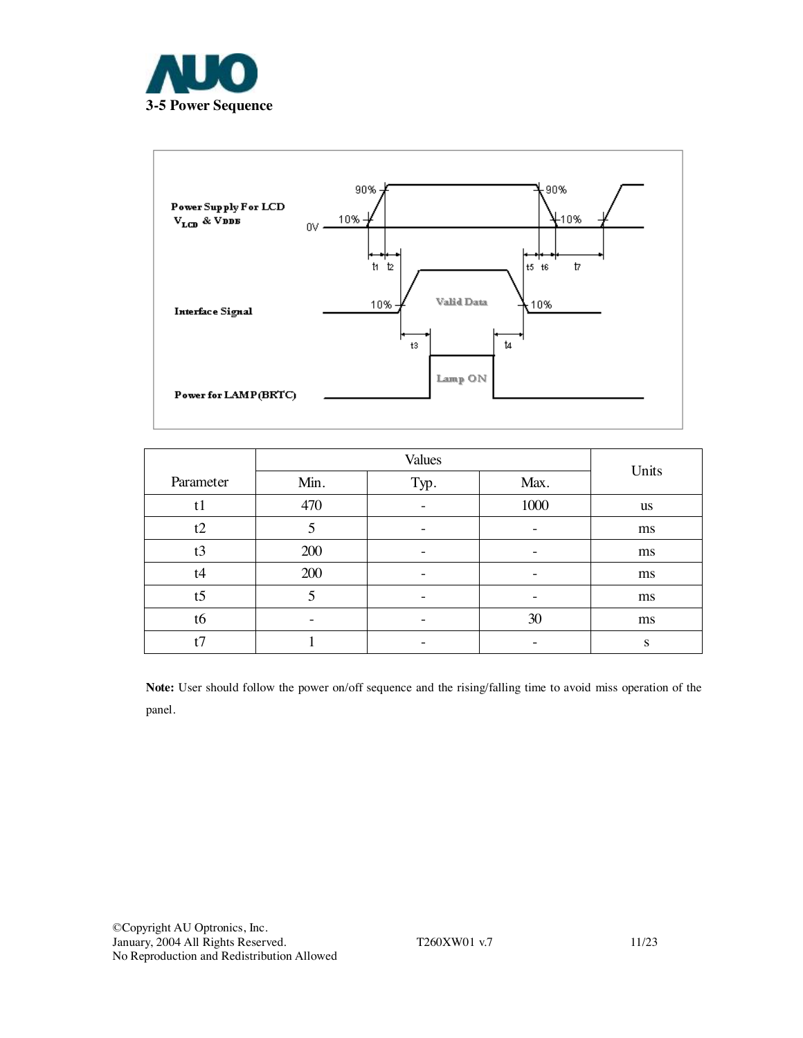### 3-5 Power Sequence

| Parameter | Values | | | Units |
|---|---|---|---|---|
| | Min. | Typ. | Max. | |
| t1 | 470 | - | 1000 | us |
| t2 | 5 | - | - | ms |
| t3 | 200 | - | - | ms |
| t4 | 200 | - | - | ms |
| t5 | 5 | - | - | ms |
| t6 | - | - | 30 | ms |
| t7 | 1 | - | - | s |

**Note:** User should follow the power on/off sequence and the rising/falling time to avoid miss operation of the panel.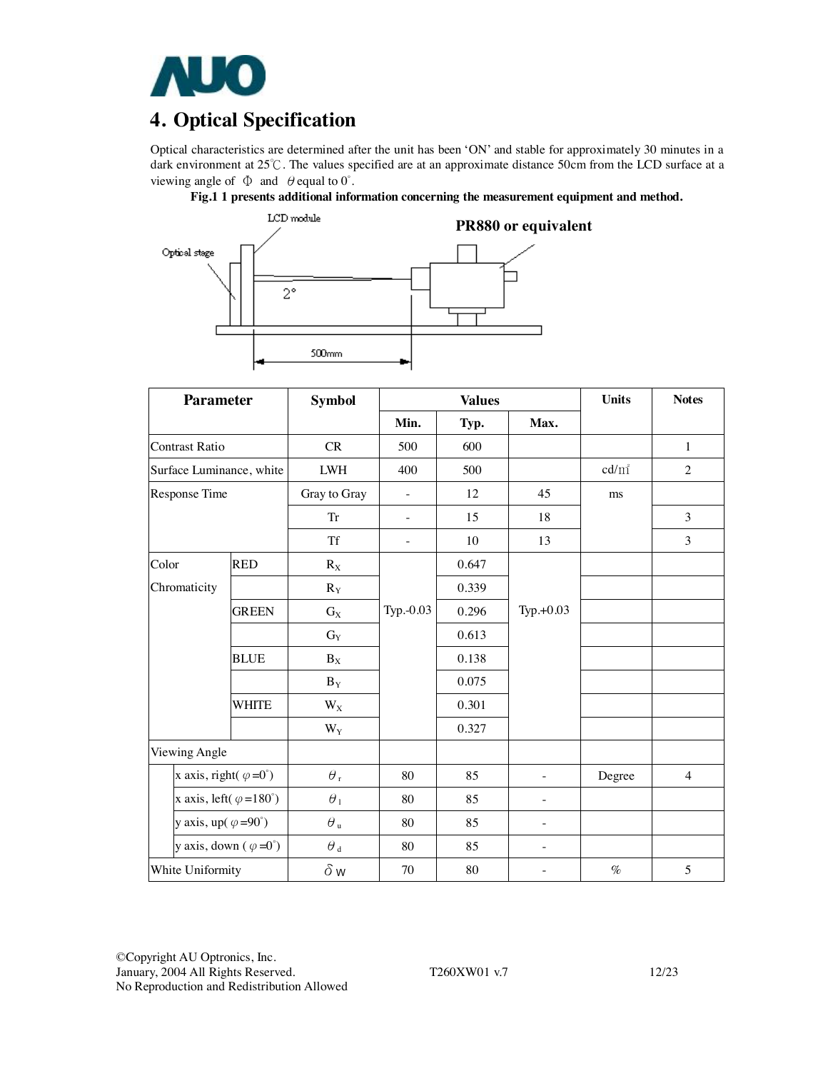# 4. Optical Specification

Optical characteristics are determined after the unit has been 'ON' and stable for approximately 30 minutes in a dark environment at 25℃. The values specified are at an approximate distance 50cm from the LCD surface at a viewing angle of Φ and θ equal to 0°.

**Fig.1 1 presents additional information concerning the measurement equipment and method.**

LCD module

Optical stage

**PR880 or equivalent**

2°

500mm

| Parameter | | Symbol | Values | | | Units | Notes |
|---|---|---|---|---|---|---|---|
| | | | Min. | Typ. | Max. | | |
| Contrast Ratio | | CR | 500 | 600 | | | 1 |
| Surface Luminance, white | | LWH | 400 | 500 | | cd/㎡ | 2 |
| Response Time | | Gray to Gray | - | 12 | 45 | ms | |
| | | Tr | - | 15 | 18 | | 3 |
| | | Tf | - | 10 | 13 | | 3 |
| Color Chromaticity | RED | $R_X$ | Typ.-0.03 | 0.647 | Typ.+0.03 | | |
| | | $R_Y$ | | 0.339 | | | |
| | GREEN | $G_X$ | | 0.296 | | | |
| | | $G_Y$ | | 0.613 | | | |
| | BLUE | $B_X$ | | 0.138 | | | |
| | | $B_Y$ | | 0.075 | | | |
| | WHITE | $W_X$ | | 0.301 | | | |
| | | $W_Y$ | | 0.327 | | | |
| Viewing Angle | | | | | | | |
| | x axis, right( $\varphi$ =0°) | $\theta_r$ | 80 | 85 | - | Degree | 4 |
| | x axis, left( $\varphi$ =180°) | $\theta_l$ | 80 | 85 | - | | |
| | y axis, up( $\varphi$ =90°) | $\theta_u$ | 80 | 85 | - | | |
| | y axis, down ( $\varphi$ =0°) | $\theta_d$ | 80 | 85 | - | | |
| White Uniformity | | $\delta_W$ | 70 | 80 | - | % | 5 |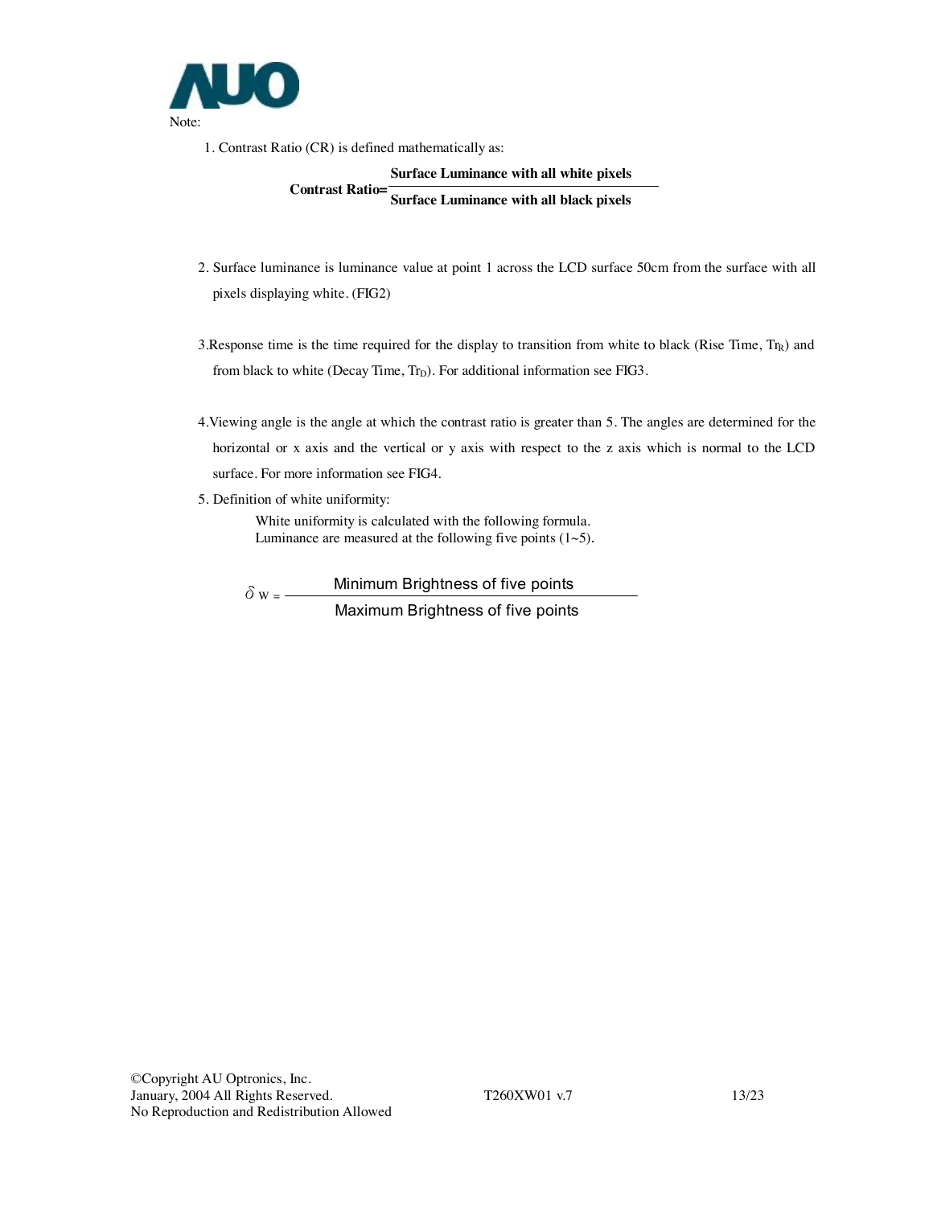Note:

1. Contrast Ratio (CR) is defined mathematically as:

$$\textbf{Contrast Ratio} = \frac{\textbf{Surface Luminance with all white pixels}}{\textbf{Surface Luminance with all black pixels}}$$

2. Surface luminance is luminance value at point 1 across the LCD surface 50cm from the surface with all pixels displaying white. (FIG2)

3. Response time is the time required for the display to transition from white to black (Rise Time, $Tr_R$) and from black to white (Decay Time, $Tr_D$). For additional information see FIG3.

4. Viewing angle is the angle at which the contrast ratio is greater than 5. The angles are determined for the horizontal or x axis and the vertical or y axis with respect to the z axis which is normal to the LCD surface. For more information see FIG4.

5. Definition of white uniformity:

   White uniformity is calculated with the following formula.
   Luminance are measured at the following five points (1~5).

$$\delta_W = \frac{\text{Minimum Brightness of five points}}{\text{Maximum Brightness of five points}}$$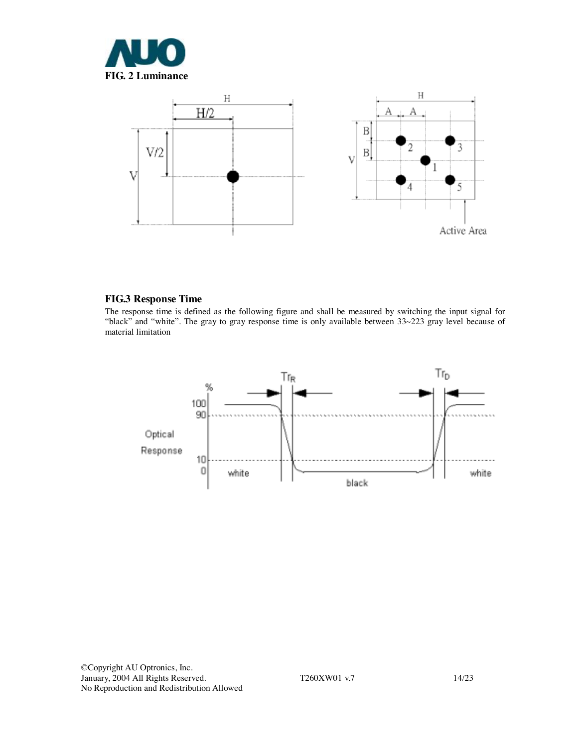**FIG. 2 Luminance**

**FIG.3 Response Time**

The response time is defined as the following figure and shall be measured by switching the input signal for "black" and "white". The gray to gray response time is only available between 33~223 gray level because of material limitation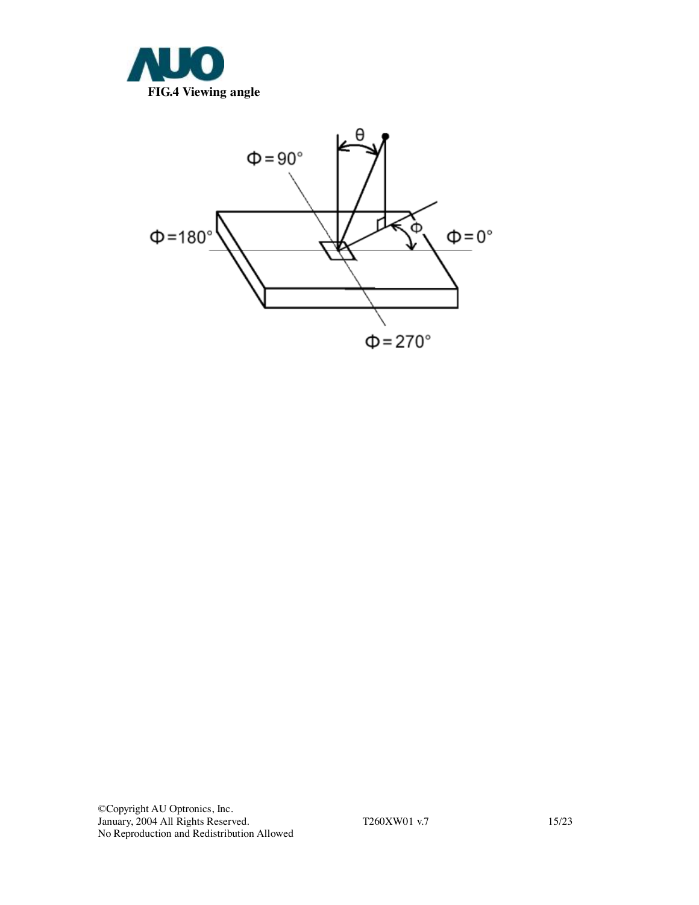**FIG.4 Viewing angle**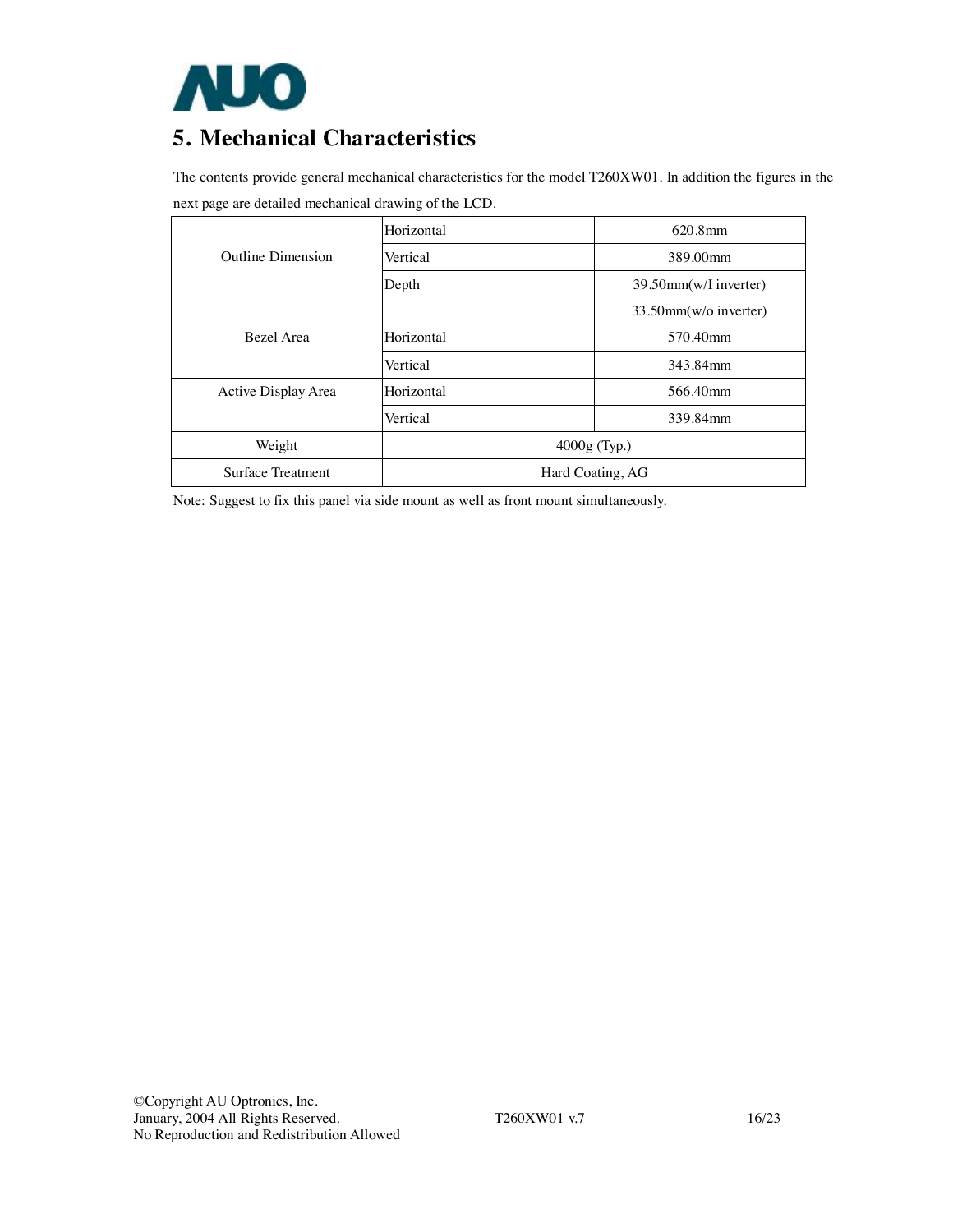# 5. Mechanical Characteristics

The contents provide general mechanical characteristics for the model T260XW01. In addition the figures in the next page are detailed mechanical drawing of the LCD.

| | | |
|---|---|---|
| Outline Dimension | Horizontal | 620.8mm |
| | Vertical | 389.00mm |
| | Depth | 39.50mm(w/I inverter)<br>33.50mm(w/o inverter) |
| Bezel Area | Horizontal | 570.40mm |
| | Vertical | 343.84mm |
| Active Display Area | Horizontal | 566.40mm |
| | Vertical | 339.84mm |
| Weight | 4000g (Typ.) | |
| Surface Treatment | Hard Coating, AG | |

Note: Suggest to fix this panel via side mount as well as front mount simultaneously.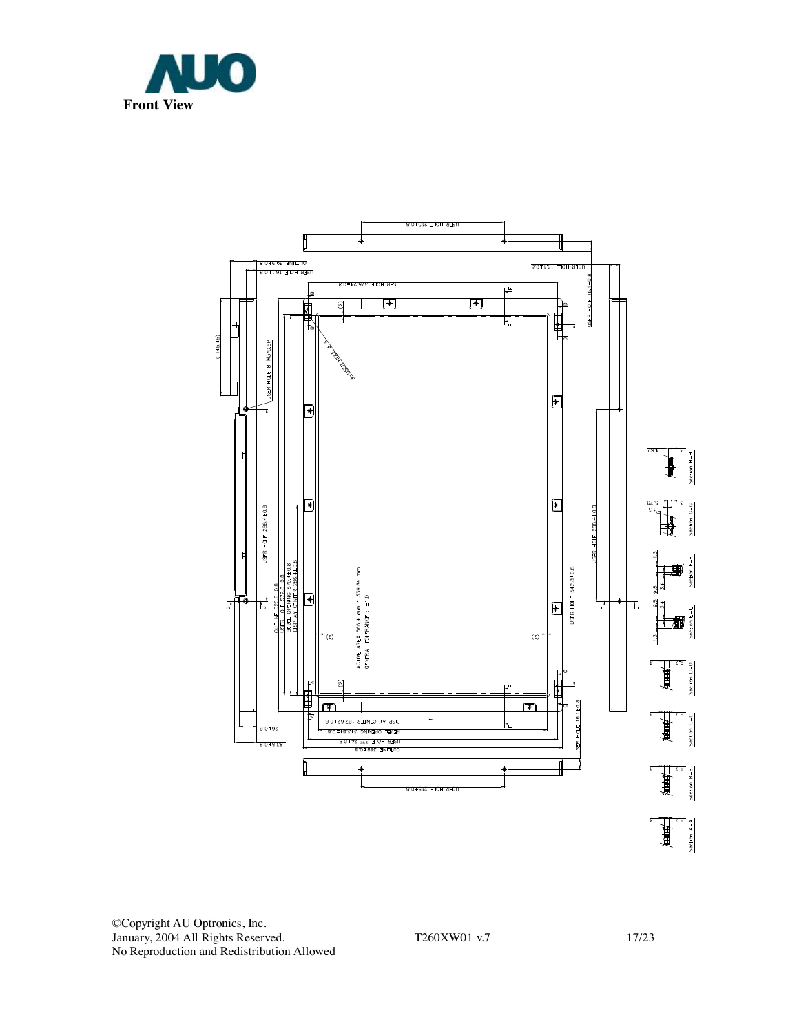**Front View**

USER HOLE 215±0.8

OUTLINE 19.9±0.8

USER HOLE 16.1±0.8

USER HOLE 375.2±0.8

USER HOLE 16.1±0.8

USER HOLE 16.1±0.8

(145.45)

USER HOLE 8-M3*0.5P

4-USER HOLE ϕ 4

USER HOLE 288.4±0.8

USER HOLE 288.4±0.8

OUTLINE 620.8±0.8

USER HOLE 572.8±0.8

BEZEL OPENING 572.4±0.8

DISPLAY CENTER 286.4±0.8

USER HOLE 542.8±0.8

ACTIVE AREA 566.4 mm * 339.84 mm

GENERAL TOLERANCE : ±1.0

DISPLAY CENTER 187.69±0.8

BEZEL OPENING 343.8±0.8

USER HOLE 375.2±0.8

OUTLINE 388±0.8

USER HOLE 16.1±0.8

USER HOLE 215±0.8

Section H-H

Section G-G

Section F-F

Section E-E

Section D-D

Section C-C

Section B-B

Section A-A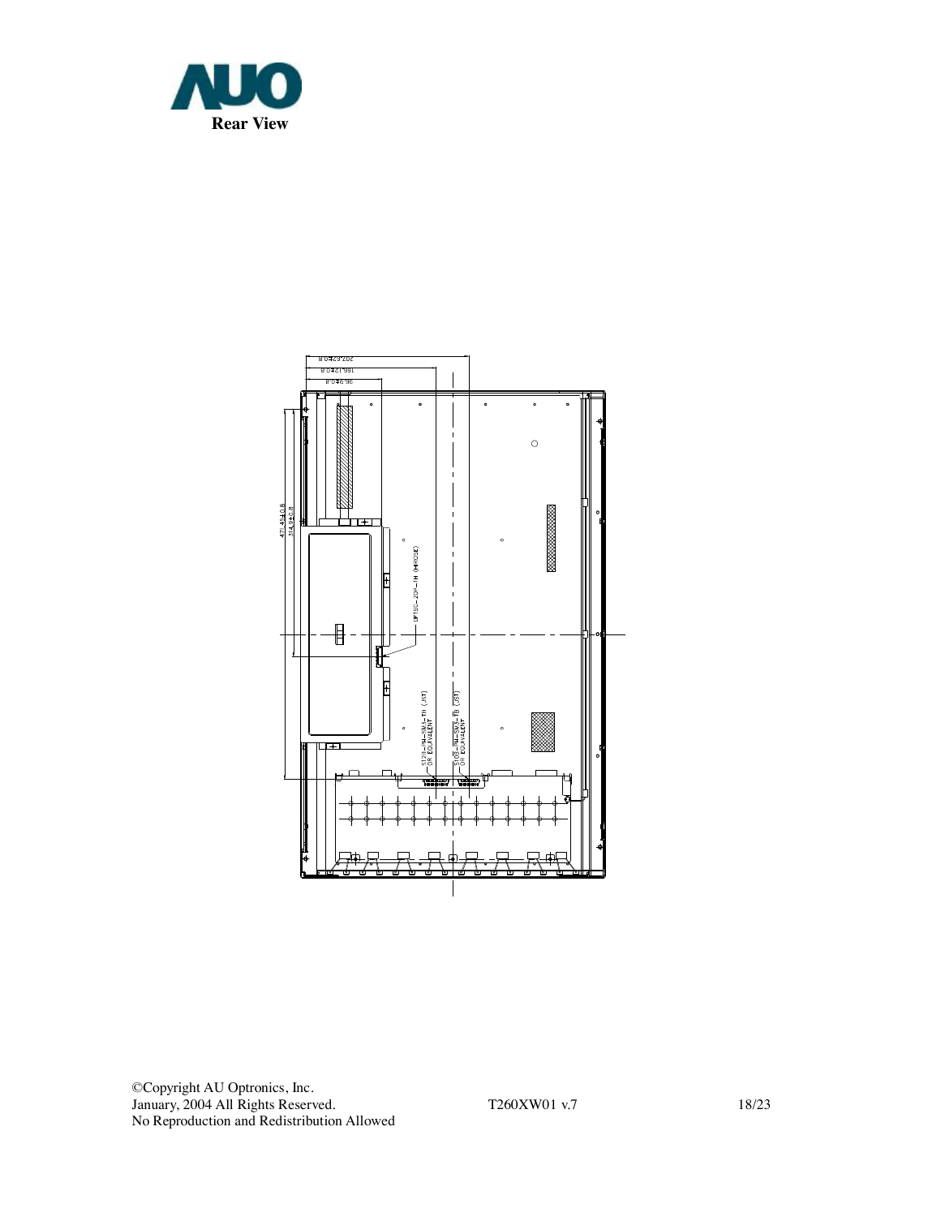**Rear View**

202.6±0.8

186.1±0.8

96.6±0.8

471.45±0.8

314.3±0.8

UF19C-20P-1H (HIROSE)

S12B-PH-SM4-TB (JST) OR EQUIVALENT

S10B-PH-SM4-TB (JST) OR EQUIVALENT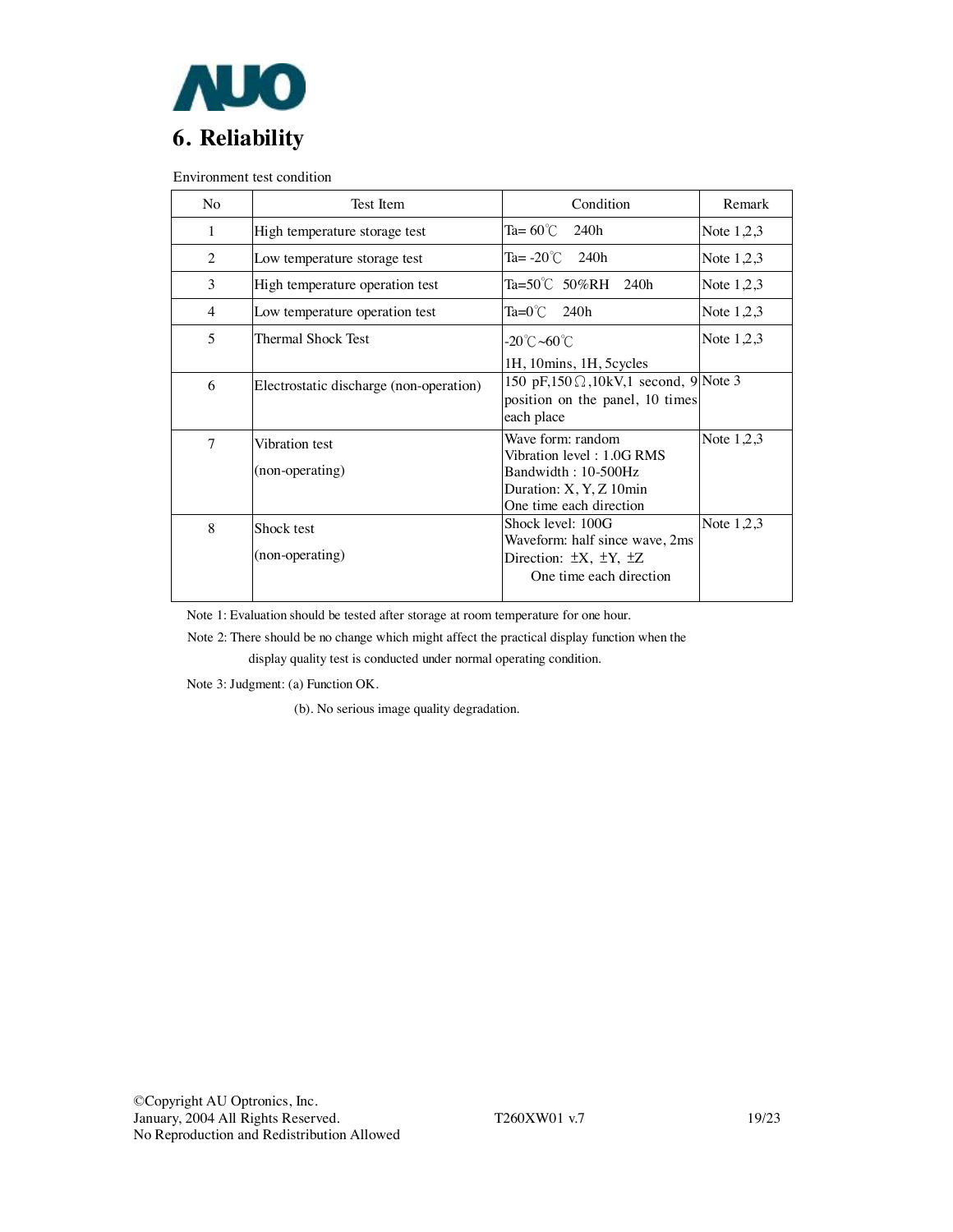# 6. Reliability

Environment test condition

| No | Test Item | Condition | Remark |
|---|---|---|---|
| 1 | High temperature storage test | Ta= 60℃ 240h | Note 1,2,3 |
| 2 | Low temperature storage test | Ta= -20℃ 240h | Note 1,2,3 |
| 3 | High temperature operation test | Ta=50℃ 50%RH 240h | Note 1,2,3 |
| 4 | Low temperature operation test | Ta=0℃ 240h | Note 1,2,3 |
| 5 | Thermal Shock Test | -20℃~60℃<br>1H, 10mins, 1H, 5cycles | Note 1,2,3 |
| 6 | Electrostatic discharge (non-operation) | 150 pF,150Ω,10kV,1 second, 9 position on the panel, 10 times each place | Note 3 |
| 7 | Vibration test<br>(non-operating) | Wave form: random<br>Vibration level : 1.0G RMS<br>Bandwidth : 10-500Hz<br>Duration: X, Y, Z 10min<br>One time each direction | Note 1,2,3 |
| 8 | Shock test<br>(non-operating) | Shock level: 100G<br>Waveform: half since wave, 2ms<br>Direction: ±X, ±Y, ±Z<br>One time each direction | Note 1,2,3 |

Note 1: Evaluation should be tested after storage at room temperature for one hour.

Note 2: There should be no change which might affect the practical display function when the display quality test is conducted under normal operating condition.

Note 3: Judgment: (a) Function OK.

(b). No serious image quality degradation.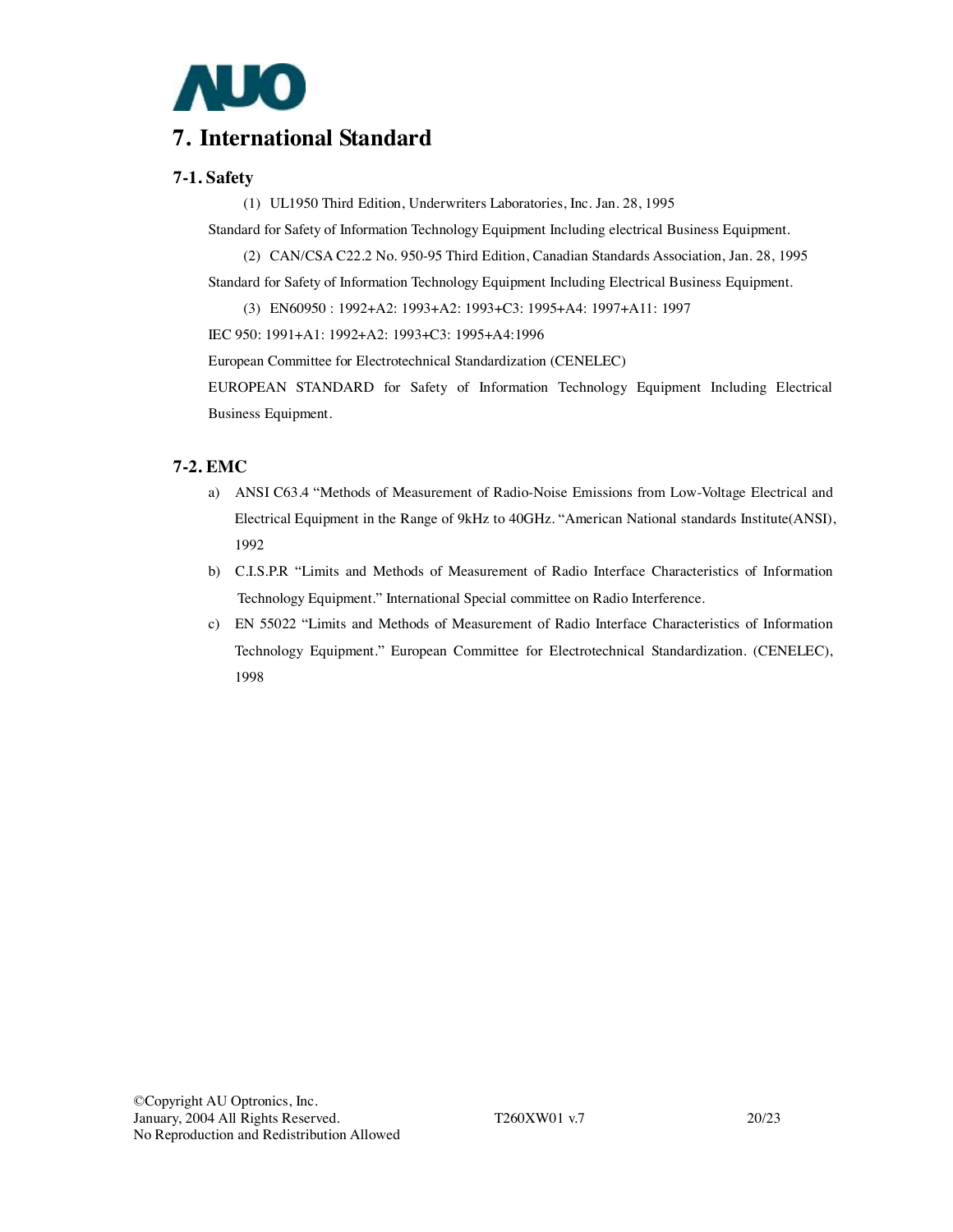# 7. International Standard

## 7-1. Safety

(1) UL1950 Third Edition, Underwriters Laboratories, Inc. Jan. 28, 1995

Standard for Safety of Information Technology Equipment Including electrical Business Equipment.

(2) CAN/CSA C22.2 No. 950-95 Third Edition, Canadian Standards Association, Jan. 28, 1995

Standard for Safety of Information Technology Equipment Including Electrical Business Equipment.

(3) EN60950 : 1992+A2: 1993+A2: 1993+C3: 1995+A4: 1997+A11: 1997

IEC 950: 1991+A1: 1992+A2: 1993+C3: 1995+A4:1996

European Committee for Electrotechnical Standardization (CENELEC)

EUROPEAN STANDARD for Safety of Information Technology Equipment Including Electrical Business Equipment.

## 7-2. EMC

a) ANSI C63.4 "Methods of Measurement of Radio-Noise Emissions from Low-Voltage Electrical and Electrical Equipment in the Range of 9kHz to 40GHz. "American National standards Institute(ANSI), 1992

b) C.I.S.P.R "Limits and Methods of Measurement of Radio Interface Characteristics of Information Technology Equipment." International Special committee on Radio Interference.

c) EN 55022 "Limits and Methods of Measurement of Radio Interface Characteristics of Information Technology Equipment." European Committee for Electrotechnical Standardization. (CENELEC), 1998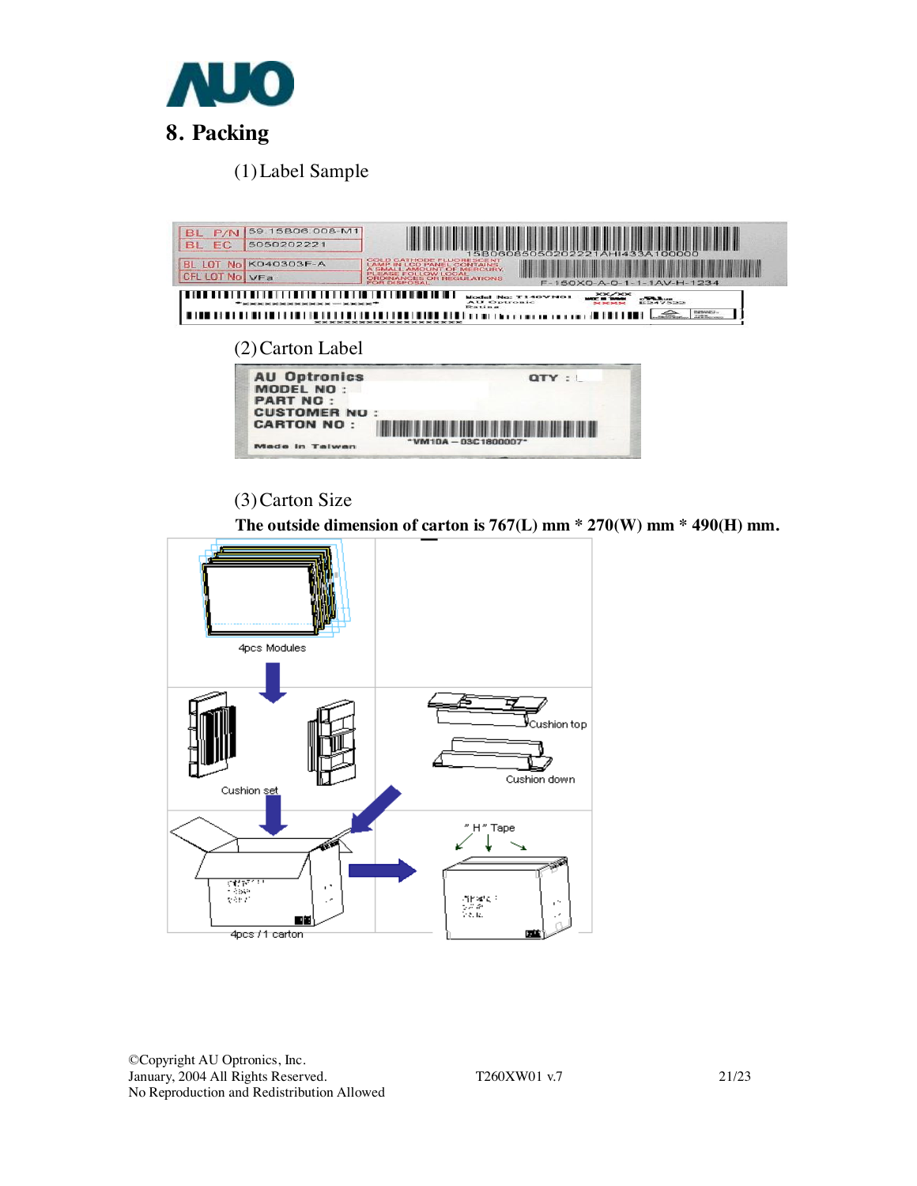# 8. Packing

(1) Label Sample

(2) Carton Label

(3) Carton Size

**The outside dimension of carton is 767(L) mm * 270(W) mm * 490(H) mm.**

4pcs Modules

Cushion set

Cushion top

Cushion down

" H " Tape

4pcs / 1 carton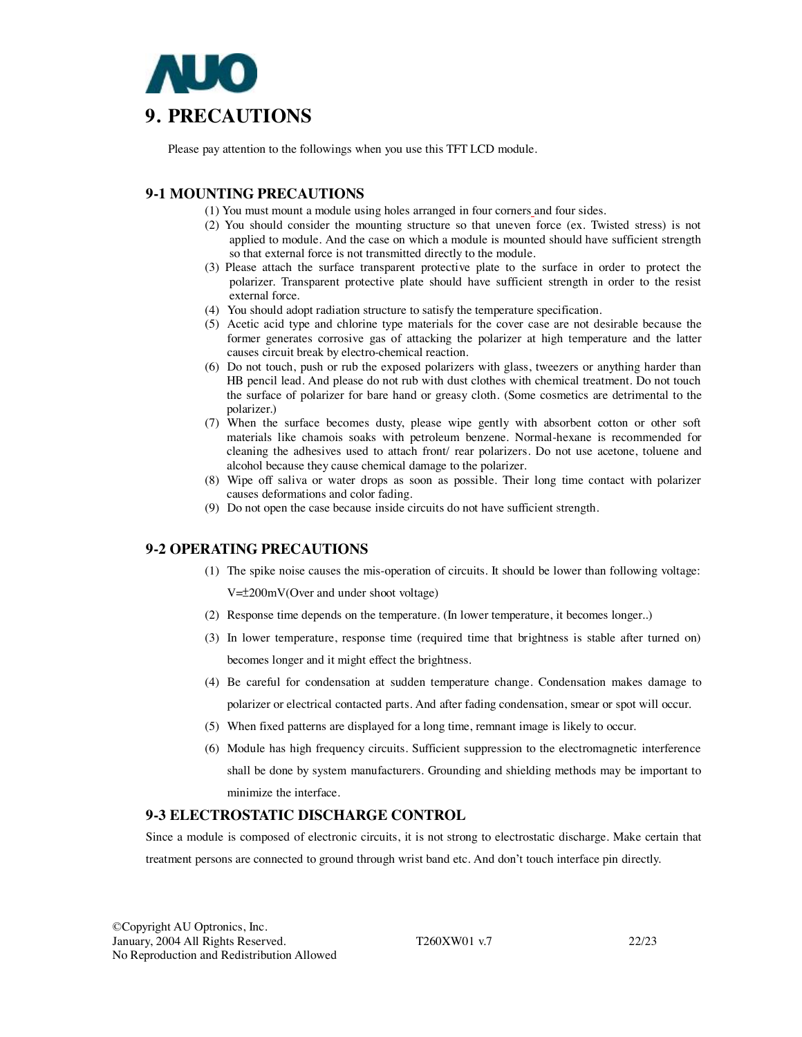# 9. PRECAUTIONS

Please pay attention to the followings when you use this TFT LCD module.

## 9-1 MOUNTING PRECAUTIONS

(1) You must mount a module using holes arranged in four corners and four sides.
(2) You should consider the mounting structure so that uneven force (ex. Twisted stress) is not applied to module. And the case on which a module is mounted should have sufficient strength so that external force is not transmitted directly to the module.
(3) Please attach the surface transparent protective plate to the surface in order to protect the polarizer. Transparent protective plate should have sufficient strength in order to the resist external force.
(4) You should adopt radiation structure to satisfy the temperature specification.
(5) Acetic acid type and chlorine type materials for the cover case are not desirable because the former generates corrosive gas of attacking the polarizer at high temperature and the latter causes circuit break by electro-chemical reaction.
(6) Do not touch, push or rub the exposed polarizers with glass, tweezers or anything harder than HB pencil lead. And please do not rub with dust clothes with chemical treatment. Do not touch the surface of polarizer for bare hand or greasy cloth. (Some cosmetics are detrimental to the polarizer.)
(7) When the surface becomes dusty, please wipe gently with absorbent cotton or other soft materials like chamois soaks with petroleum benzene. Normal-hexane is recommended for cleaning the adhesives used to attach front/ rear polarizers. Do not use acetone, toluene and alcohol because they cause chemical damage to the polarizer.
(8) Wipe off saliva or water drops as soon as possible. Their long time contact with polarizer causes deformations and color fading.
(9) Do not open the case because inside circuits do not have sufficient strength.

## 9-2 OPERATING PRECAUTIONS

(1) The spike noise causes the mis-operation of circuits. It should be lower than following voltage: V=±200mV(Over and under shoot voltage)
(2) Response time depends on the temperature. (In lower temperature, it becomes longer..)
(3) In lower temperature, response time (required time that brightness is stable after turned on) becomes longer and it might effect the brightness.
(4) Be careful for condensation at sudden temperature change. Condensation makes damage to polarizer or electrical contacted parts. And after fading condensation, smear or spot will occur.
(5) When fixed patterns are displayed for a long time, remnant image is likely to occur.
(6) Module has high frequency circuits. Sufficient suppression to the electromagnetic interference shall be done by system manufacturers. Grounding and shielding methods may be important to minimize the interface.

## 9-3 ELECTROSTATIC DISCHARGE CONTROL

Since a module is composed of electronic circuits, it is not strong to electrostatic discharge. Make certain that treatment persons are connected to ground through wrist band etc. And don't touch interface pin directly.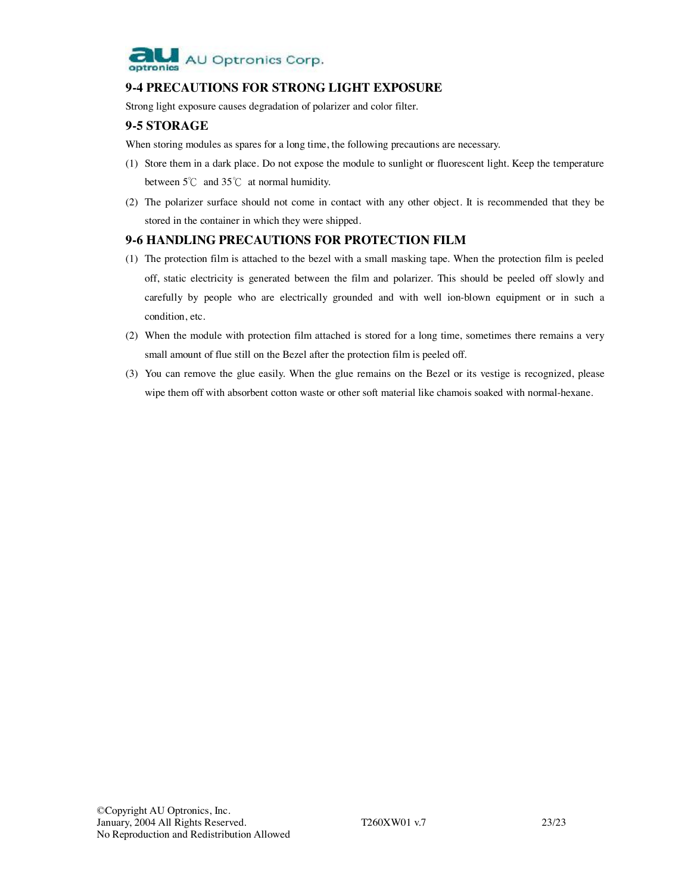## 9-4 PRECAUTIONS FOR STRONG LIGHT EXPOSURE

Strong light exposure causes degradation of polarizer and color filter.

## 9-5 STORAGE

When storing modules as spares for a long time, the following precautions are necessary.

(1) Store them in a dark place. Do not expose the module to sunlight or fluorescent light. Keep the temperature between 5℃ and 35℃ at normal humidity.

(2) The polarizer surface should not come in contact with any other object. It is recommended that they be stored in the container in which they were shipped.

## 9-6 HANDLING PRECAUTIONS FOR PROTECTION FILM

(1) The protection film is attached to the bezel with a small masking tape. When the protection film is peeled off, static electricity is generated between the film and polarizer. This should be peeled off slowly and carefully by people who are electrically grounded and with well ion-blown equipment or in such a condition, etc.

(2) When the module with protection film attached is stored for a long time, sometimes there remains a very small amount of flue still on the Bezel after the protection film is peeled off.

(3) You can remove the glue easily. When the glue remains on the Bezel or its vestige is recognized, please wipe them off with absorbent cotton waste or other soft material like chamois soaked with normal-hexane.